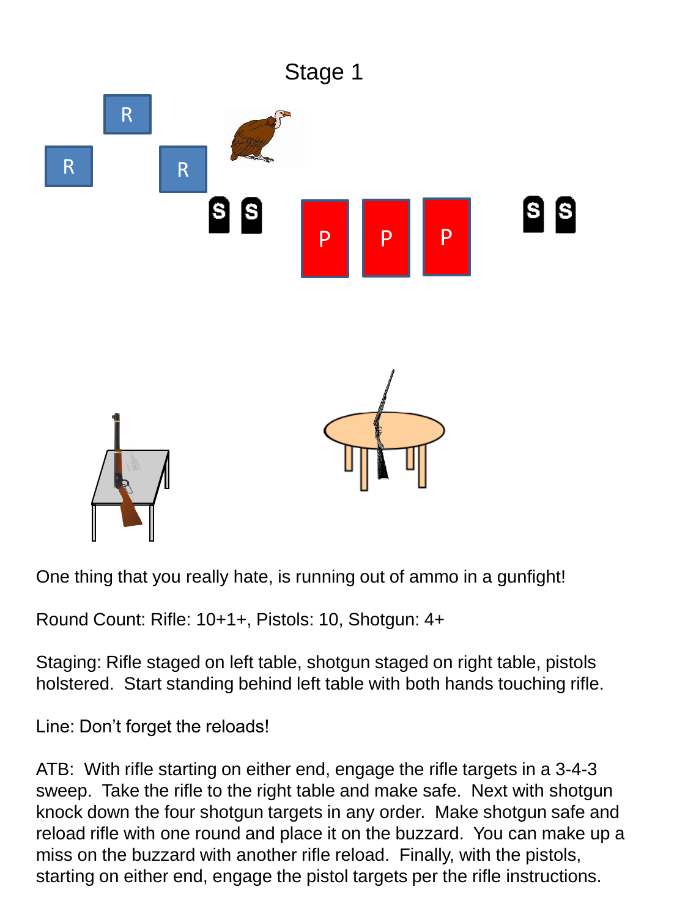# Stage 1

One thing that you really hate, is running out of ammo in a gunfight!

Round Count: Rifle: 10+1+, Pistols: 10, Shotgun: 4+

Staging: Rifle staged on left table, shotgun staged on right table, pistols holstered. Start standing behind left table with both hands touching rifle.

Line: Don't forget the reloads!

ATB: With rifle starting on either end, engage the rifle targets in a 3-4-3 sweep. Take the rifle to the right table and make safe. Next with shotgun knock down the four shotgun targets in any order. Make shotgun safe and reload rifle with one round and place it on the buzzard. You can make up a miss on the buzzard with another rifle reload. Finally, with the pistols, starting on either end, engage the pistol targets per the rifle instructions.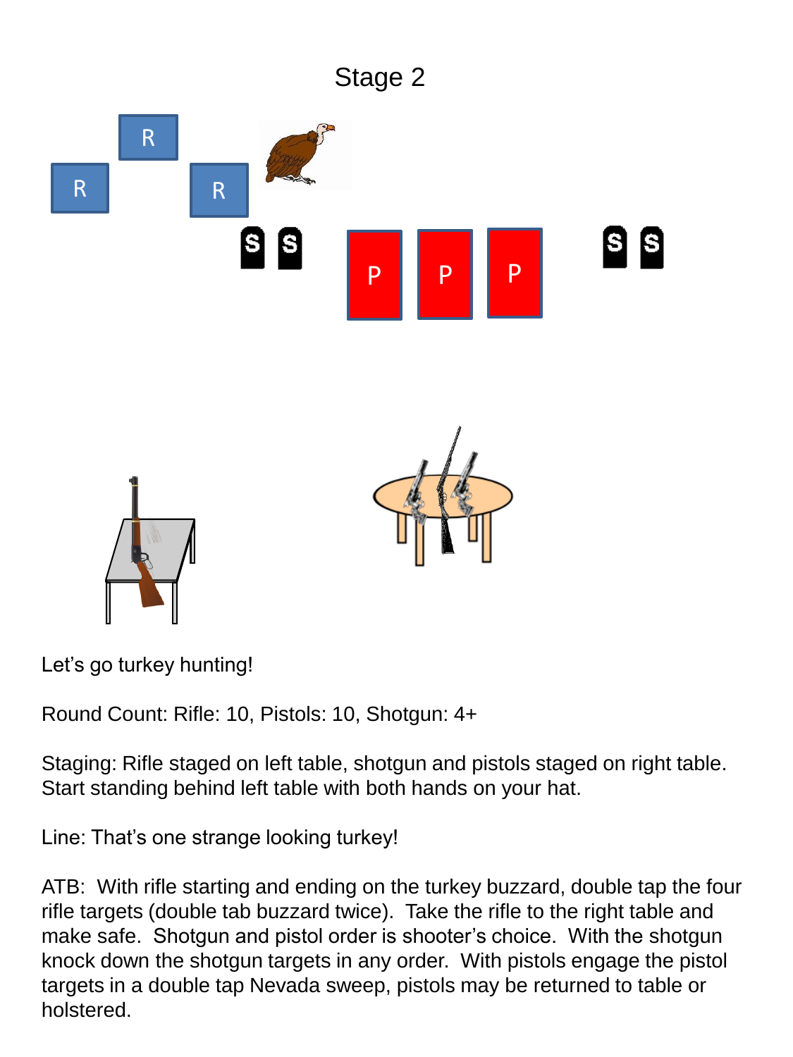# Stage 2

R R R

S S P P P S S

Let's go turkey hunting!

Round Count: Rifle: 10, Pistols: 10, Shotgun: 4+

Staging: Rifle staged on left table, shotgun and pistols staged on right table. Start standing behind left table with both hands on your hat.

Line: That's one strange looking turkey!

ATB: With rifle starting and ending on the turkey buzzard, double tap the four rifle targets (double tab buzzard twice). Take the rifle to the right table and make safe. Shotgun and pistol order is shooter's choice. With the shotgun knock down the shotgun targets in any order. With pistols engage the pistol targets in a double tap Nevada sweep, pistols may be returned to table or holstered.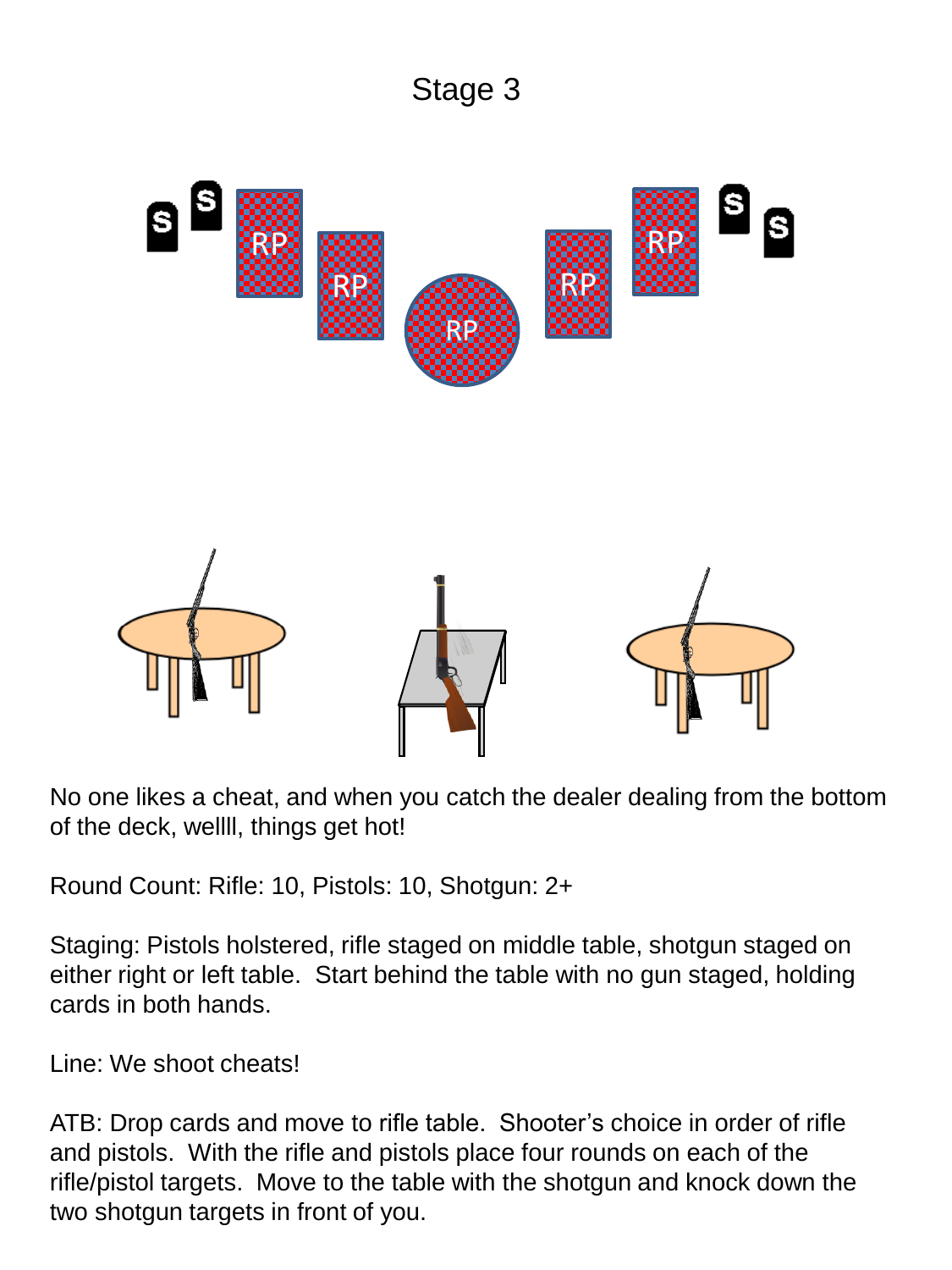# Stage 3

No one likes a cheat, and when you catch the dealer dealing from the bottom of the deck, wellll, things get hot!

Round Count: Rifle: 10, Pistols: 10, Shotgun: 2+

Staging: Pistols holstered, rifle staged on middle table, shotgun staged on either right or left table. Start behind the table with no gun staged, holding cards in both hands.

Line: We shoot cheats!

ATB: Drop cards and move to rifle table. Shooter's choice in order of rifle and pistols. With the rifle and pistols place four rounds on each of the rifle/pistol targets. Move to the table with the shotgun and knock down the two shotgun targets in front of you.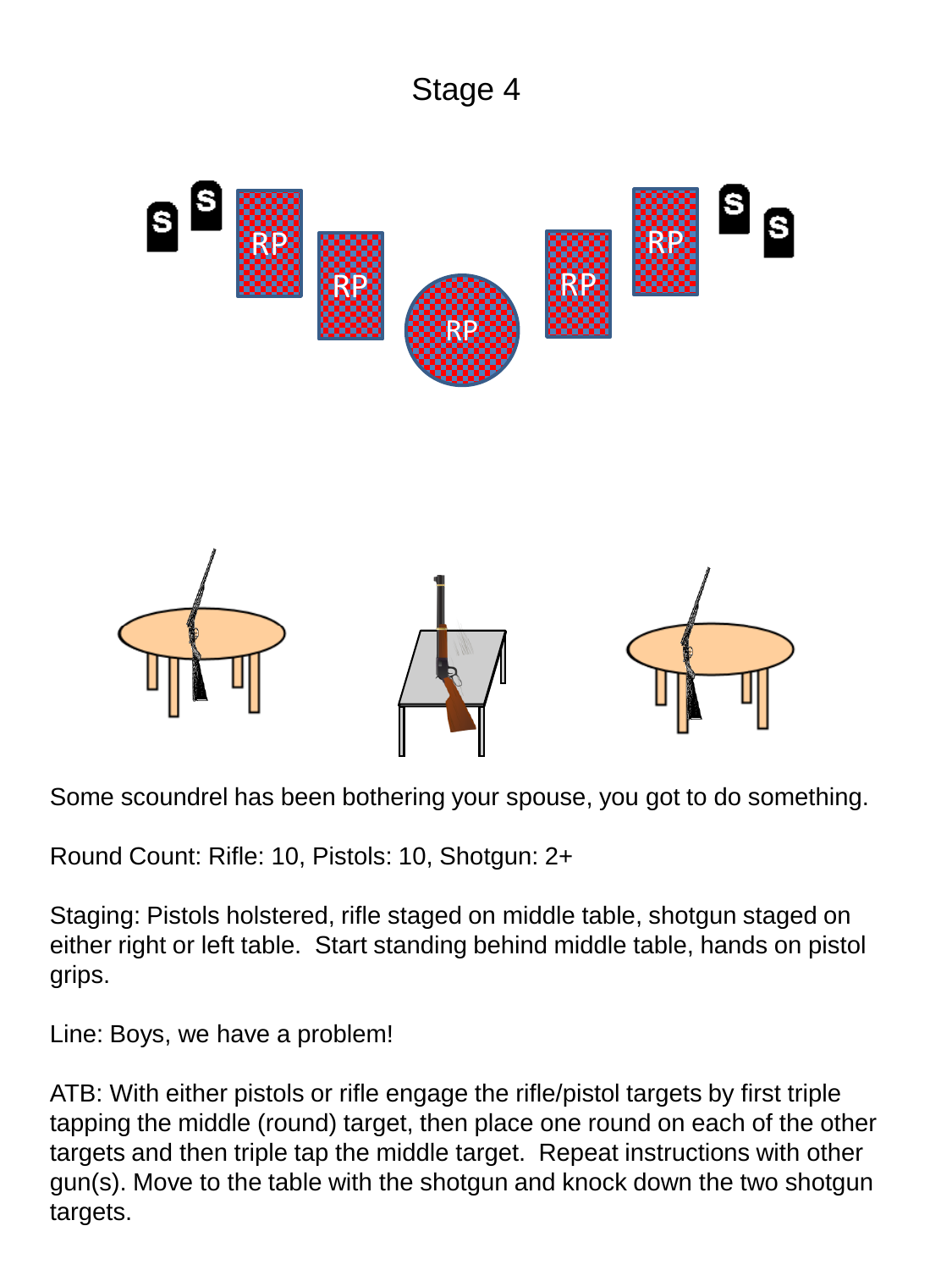# Stage 4

Some scoundrel has been bothering your spouse, you got to do something.

Round Count: Rifle: 10, Pistols: 10, Shotgun: 2+

Staging: Pistols holstered, rifle staged on middle table, shotgun staged on either right or left table. Start standing behind middle table, hands on pistol grips.

Line: Boys, we have a problem!

ATB: With either pistols or rifle engage the rifle/pistol targets by first triple tapping the middle (round) target, then place one round on each of the other targets and then triple tap the middle target. Repeat instructions with other gun(s). Move to the table with the shotgun and knock down the two shotgun targets.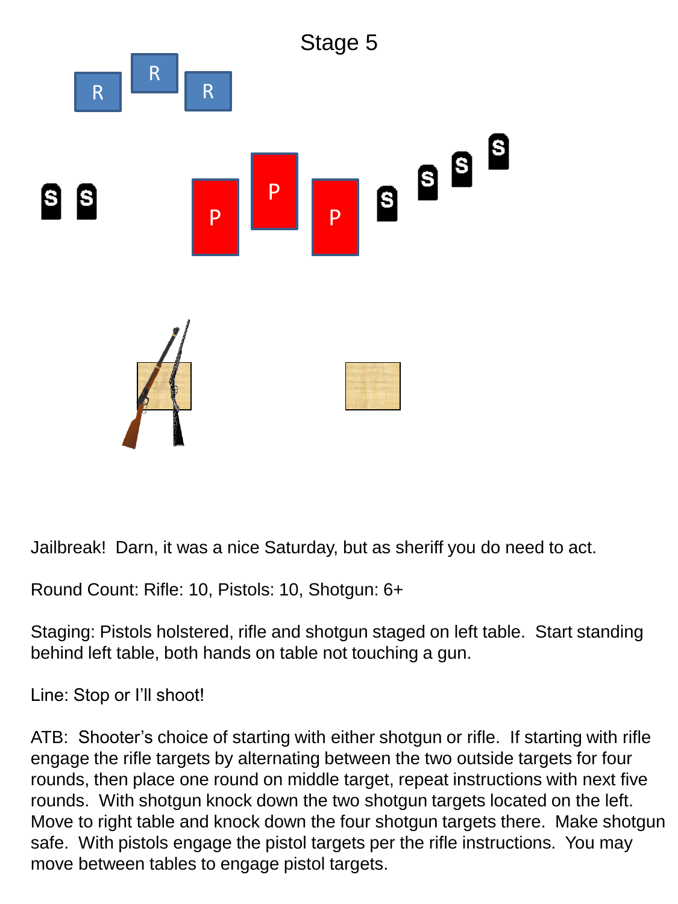# Stage 5

Jailbreak! Darn, it was a nice Saturday, but as sheriff you do need to act.

Round Count: Rifle: 10, Pistols: 10, Shotgun: 6+

Staging: Pistols holstered, rifle and shotgun staged on left table. Start standing behind left table, both hands on table not touching a gun.

Line: Stop or I'll shoot!

ATB: Shooter's choice of starting with either shotgun or rifle. If starting with rifle engage the rifle targets by alternating between the two outside targets for four rounds, then place one round on middle target, repeat instructions with next five rounds. With shotgun knock down the two shotgun targets located on the left. Move to right table and knock down the four shotgun targets there. Make shotgun safe. With pistols engage the pistol targets per the rifle instructions. You may move between tables to engage pistol targets.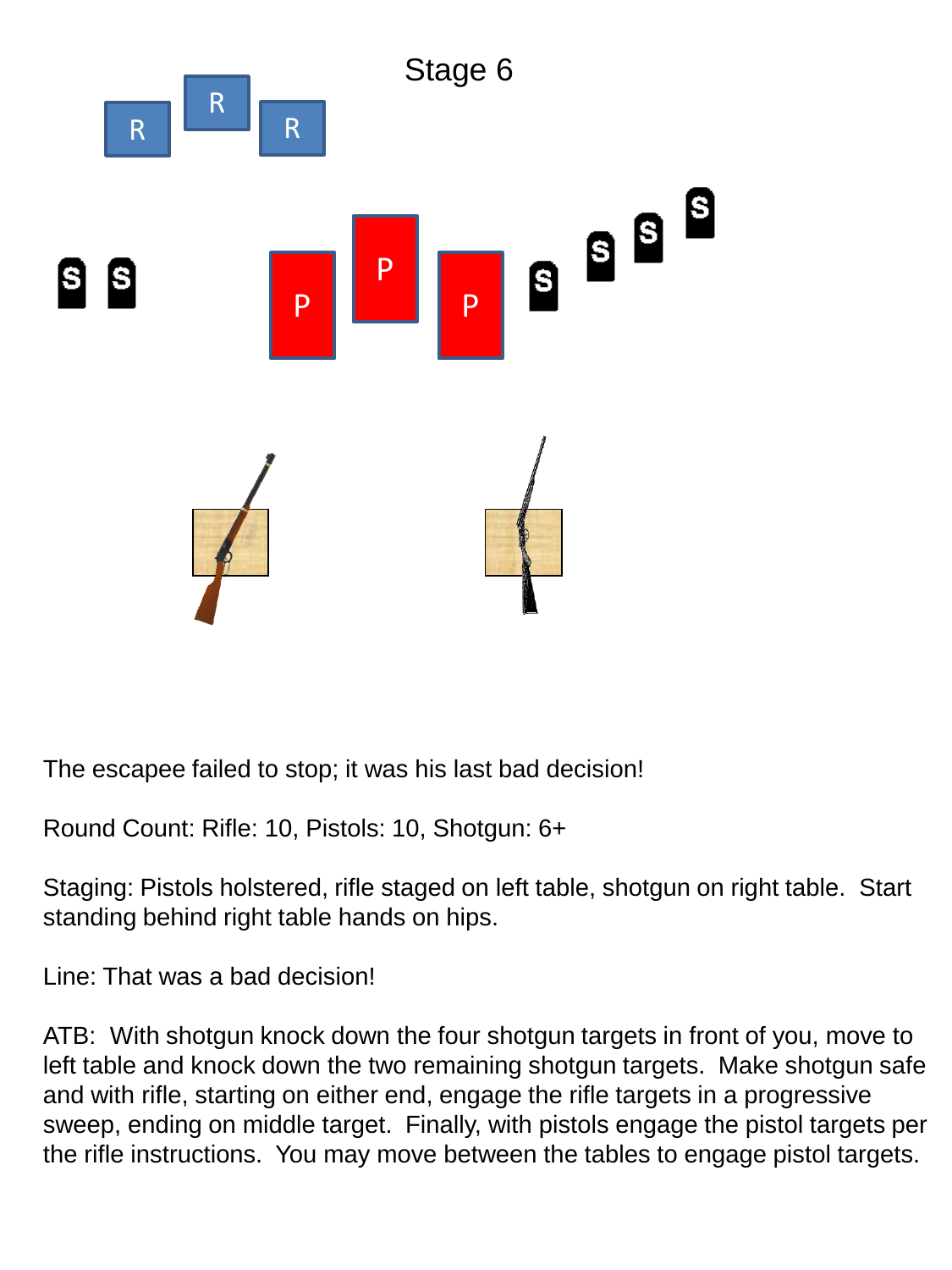# Stage 6

R R R

S S P P P S S S S

The escapee failed to stop; it was his last bad decision!

Round Count: Rifle: 10, Pistols: 10, Shotgun: 6+

Staging: Pistols holstered, rifle staged on left table, shotgun on right table. Start standing behind right table hands on hips.

Line: That was a bad decision!

ATB: With shotgun knock down the four shotgun targets in front of you, move to left table and knock down the two remaining shotgun targets. Make shotgun safe and with rifle, starting on either end, engage the rifle targets in a progressive sweep, ending on middle target. Finally, with pistols engage the pistol targets per the rifle instructions. You may move between the tables to engage pistol targets.